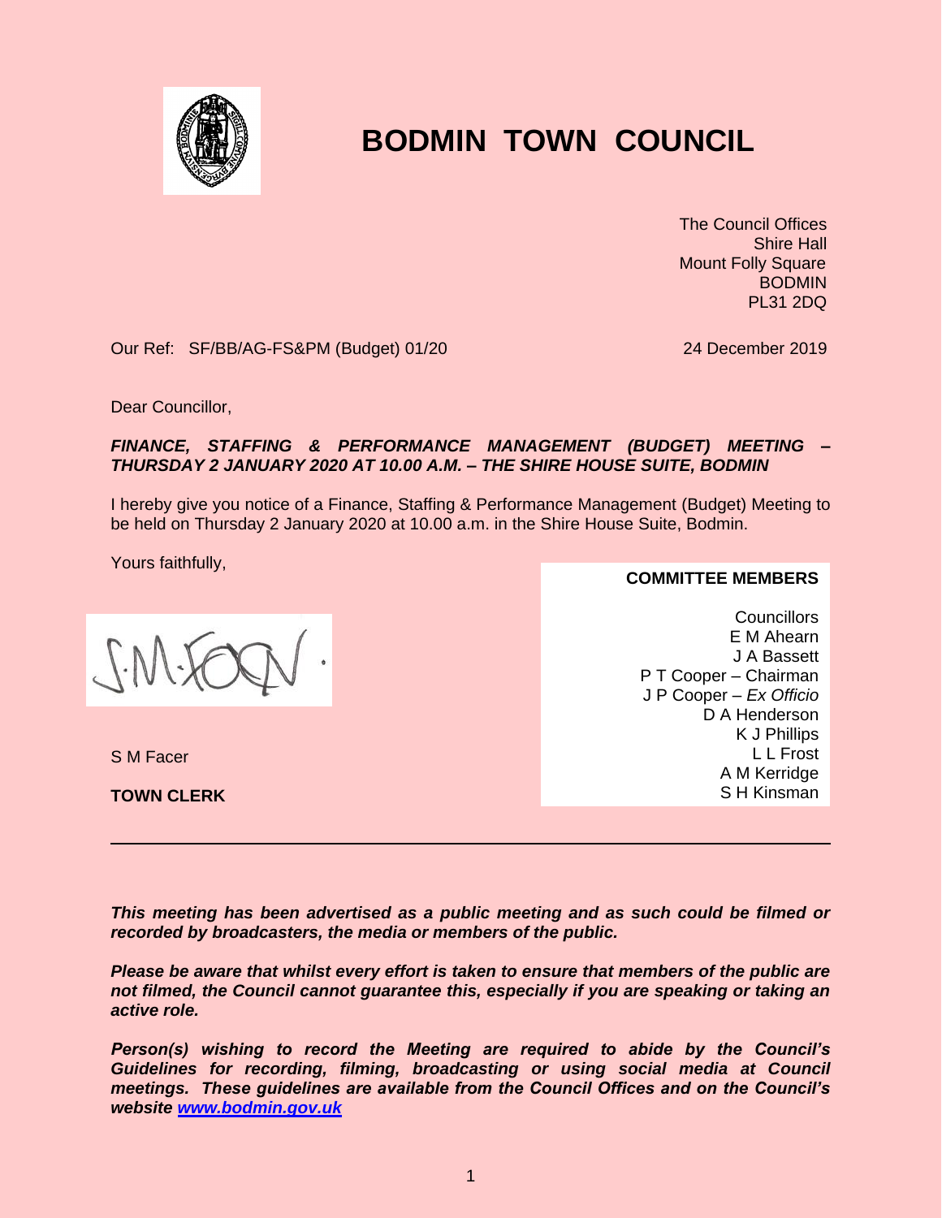# BODMIN TOWN COUNCIL

The Council Offices
Shire Hall
Mount Folly Square
BODMIN
PL31 2DQ

Our Ref: SF/BB/AG-FS&PM (Budget) 01/20

24 December 2019

Dear Councillor,

***FINANCE, STAFFING & PERFORMANCE MANAGEMENT (BUDGET) MEETING – THURSDAY 2 JANUARY 2020 AT 10.00 A.M. – THE SHIRE HOUSE SUITE, BODMIN***

I hereby give you notice of a Finance, Staffing & Performance Management (Budget) Meeting to be held on Thursday 2 January 2020 at 10.00 a.m. in the Shire House Suite, Bodmin.

Yours faithfully,

S M Facer

**TOWN CLERK**

**COMMITTEE MEMBERS**

Councillors
E M Ahearn
J A Bassett
P T Cooper – Chairman
J P Cooper – *Ex Officio*
D A Henderson
K J Phillips
L L Frost
A M Kerridge
S H Kinsman

---

***This meeting has been advertised as a public meeting and as such could be filmed or recorded by broadcasters, the media or members of the public.***

***Please be aware that whilst every effort is taken to ensure that members of the public are not filmed, the Council cannot guarantee this, especially if you are speaking or taking an active role.***

***Person(s) wishing to record the Meeting are required to abide by the Council's Guidelines for recording, filming, broadcasting or using social media at Council meetings. These guidelines are available from the Council Offices and on the Council's website [www.bodmin.gov.uk](http://www.bodmin.gov.uk)***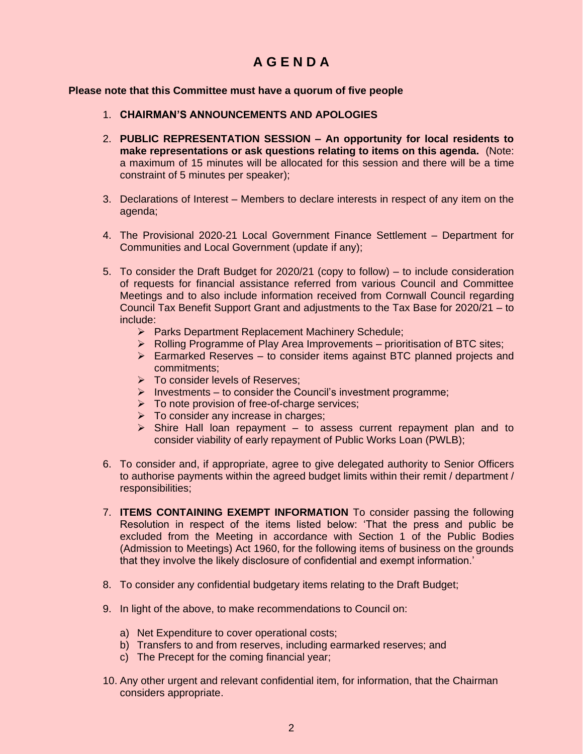# A G E N D A

**Please note that this Committee must have a quorum of five people**

1. **CHAIRMAN'S ANNOUNCEMENTS AND APOLOGIES**

2. **PUBLIC REPRESENTATION SESSION – An opportunity for local residents to make representations or ask questions relating to items on this agenda.** (Note: a maximum of 15 minutes will be allocated for this session and there will be a time constraint of 5 minutes per speaker);

3. Declarations of Interest – Members to declare interests in respect of any item on the agenda;

4. The Provisional 2020-21 Local Government Finance Settlement – Department for Communities and Local Government (update if any);

5. To consider the Draft Budget for 2020/21 (copy to follow) – to include consideration of requests for financial assistance referred from various Council and Committee Meetings and to also include information received from Cornwall Council regarding Council Tax Benefit Support Grant and adjustments to the Tax Base for 2020/21 – to include:
   - Parks Department Replacement Machinery Schedule;
   - Rolling Programme of Play Area Improvements – prioritisation of BTC sites;
   - Earmarked Reserves – to consider items against BTC planned projects and commitments;
   - To consider levels of Reserves;
   - Investments – to consider the Council's investment programme;
   - To note provision of free-of-charge services;
   - To consider any increase in charges;
   - Shire Hall loan repayment – to assess current repayment plan and to consider viability of early repayment of Public Works Loan (PWLB);

6. To consider and, if appropriate, agree to give delegated authority to Senior Officers to authorise payments within the agreed budget limits within their remit / department / responsibilities;

7. **ITEMS CONTAINING EXEMPT INFORMATION** To consider passing the following Resolution in respect of the items listed below: 'That the press and public be excluded from the Meeting in accordance with Section 1 of the Public Bodies (Admission to Meetings) Act 1960, for the following items of business on the grounds that they involve the likely disclosure of confidential and exempt information.'

8. To consider any confidential budgetary items relating to the Draft Budget;

9. In light of the above, to make recommendations to Council on:

   a) Net Expenditure to cover operational costs;
   b) Transfers to and from reserves, including earmarked reserves; and
   c) The Precept for the coming financial year;

10. Any other urgent and relevant confidential item, for information, that the Chairman considers appropriate.